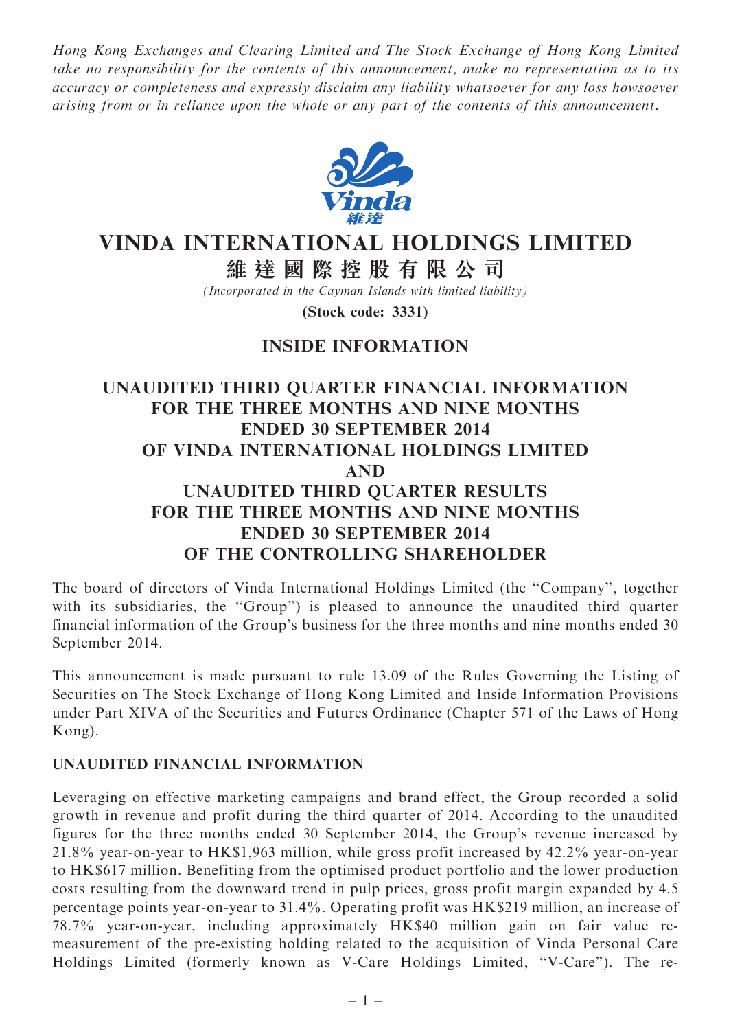*Hong Kong Exchanges and Clearing Limited and The Stock Exchange of Hong Kong Limited take no responsibility for the contents of this announcement, make no representation as to its accuracy or completeness and expressly disclaim any liability whatsoever for any loss howsoever arising from or in reliance upon the whole or any part of the contents of this announcement.*

# VINDA INTERNATIONAL HOLDINGS LIMITED

# 維達國際控股有限公司

*(Incorporated in the Cayman Islands with limited liability)*

**(Stock code: 3331)**

## INSIDE INFORMATION

## UNAUDITED THIRD QUARTER FINANCIAL INFORMATION FOR THE THREE MONTHS AND NINE MONTHS ENDED 30 SEPTEMBER 2014 OF VINDA INTERNATIONAL HOLDINGS LIMITED AND UNAUDITED THIRD QUARTER RESULTS FOR THE THREE MONTHS AND NINE MONTHS ENDED 30 SEPTEMBER 2014 OF THE CONTROLLING SHAREHOLDER

The board of directors of Vinda International Holdings Limited (the "Company", together with its subsidiaries, the "Group") is pleased to announce the unaudited third quarter financial information of the Group's business for the three months and nine months ended 30 September 2014.

This announcement is made pursuant to rule 13.09 of the Rules Governing the Listing of Securities on The Stock Exchange of Hong Kong Limited and Inside Information Provisions under Part XIVA of the Securities and Futures Ordinance (Chapter 571 of the Laws of Hong Kong).

### UNAUDITED FINANCIAL INFORMATION

Leveraging on effective marketing campaigns and brand effect, the Group recorded a solid growth in revenue and profit during the third quarter of 2014. According to the unaudited figures for the three months ended 30 September 2014, the Group's revenue increased by 21.8% year-on-year to HK$1,963 million, while gross profit increased by 42.2% year-on-year to HK$617 million. Benefiting from the optimised product portfolio and the lower production costs resulting from the downward trend in pulp prices, gross profit margin expanded by 4.5 percentage points year-on-year to 31.4%. Operating profit was HK$219 million, an increase of 78.7% year-on-year, including approximately HK$40 million gain on fair value re-measurement of the pre-existing holding related to the acquisition of Vinda Personal Care Holdings Limited (formerly known as V-Care Holdings Limited, "V-Care"). The re-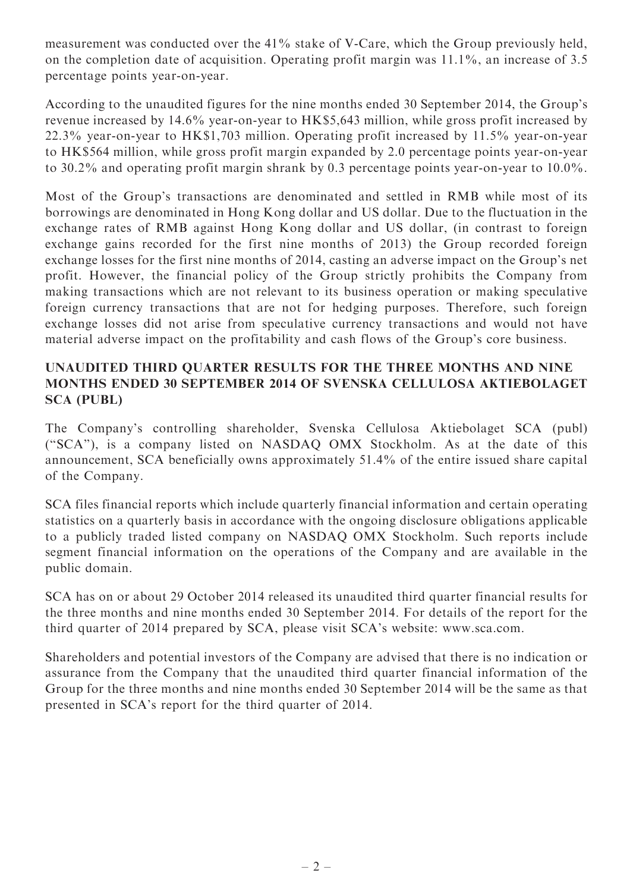measurement was conducted over the 41% stake of V-Care, which the Group previously held, on the completion date of acquisition. Operating profit margin was 11.1%, an increase of 3.5 percentage points year-on-year.

According to the unaudited figures for the nine months ended 30 September 2014, the Group's revenue increased by 14.6% year-on-year to HK$5,643 million, while gross profit increased by 22.3% year-on-year to HK$1,703 million. Operating profit increased by 11.5% year-on-year to HK$564 million, while gross profit margin expanded by 2.0 percentage points year-on-year to 30.2% and operating profit margin shrank by 0.3 percentage points year-on-year to 10.0%.

Most of the Group's transactions are denominated and settled in RMB while most of its borrowings are denominated in Hong Kong dollar and US dollar. Due to the fluctuation in the exchange rates of RMB against Hong Kong dollar and US dollar, (in contrast to foreign exchange gains recorded for the first nine months of 2013) the Group recorded foreign exchange losses for the first nine months of 2014, casting an adverse impact on the Group's net profit. However, the financial policy of the Group strictly prohibits the Company from making transactions which are not relevant to its business operation or making speculative foreign currency transactions that are not for hedging purposes. Therefore, such foreign exchange losses did not arise from speculative currency transactions and would not have material adverse impact on the profitability and cash flows of the Group's core business.

## UNAUDITED THIRD QUARTER RESULTS FOR THE THREE MONTHS AND NINE MONTHS ENDED 30 SEPTEMBER 2014 OF SVENSKA CELLULOSA AKTIEBOLAGET SCA (PUBL)

The Company's controlling shareholder, Svenska Cellulosa Aktiebolaget SCA (publ) ("SCA"), is a company listed on NASDAQ OMX Stockholm. As at the date of this announcement, SCA beneficially owns approximately 51.4% of the entire issued share capital of the Company.

SCA files financial reports which include quarterly financial information and certain operating statistics on a quarterly basis in accordance with the ongoing disclosure obligations applicable to a publicly traded listed company on NASDAQ OMX Stockholm. Such reports include segment financial information on the operations of the Company and are available in the public domain.

SCA has on or about 29 October 2014 released its unaudited third quarter financial results for the three months and nine months ended 30 September 2014. For details of the report for the third quarter of 2014 prepared by SCA, please visit SCA's website: www.sca.com.

Shareholders and potential investors of the Company are advised that there is no indication or assurance from the Company that the unaudited third quarter financial information of the Group for the three months and nine months ended 30 September 2014 will be the same as that presented in SCA's report for the third quarter of 2014.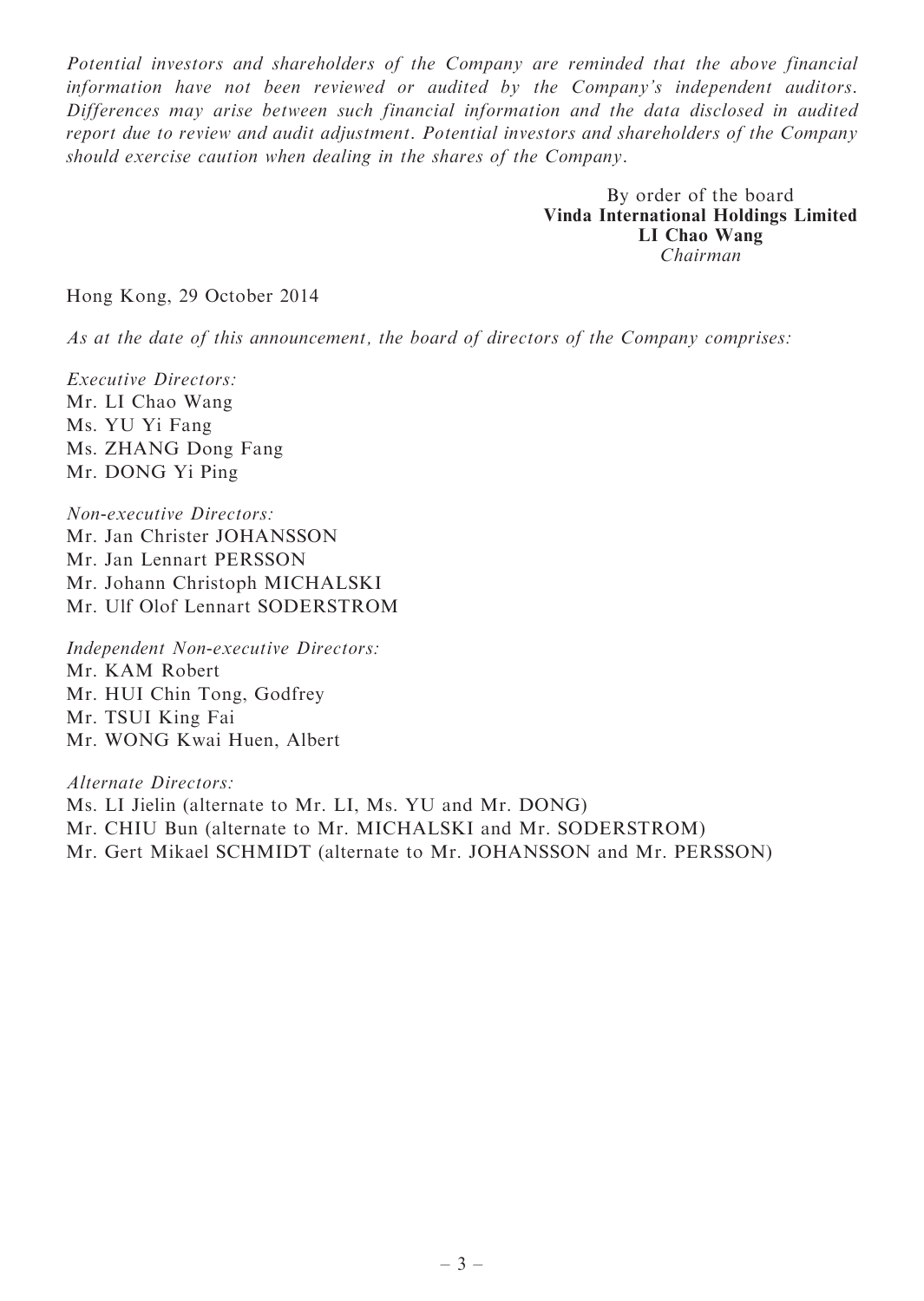*Potential investors and shareholders of the Company are reminded that the above financial information have not been reviewed or audited by the Company's independent auditors. Differences may arise between such financial information and the data disclosed in audited report due to review and audit adjustment. Potential investors and shareholders of the Company should exercise caution when dealing in the shares of the Company.*

By order of the board
**Vinda International Holdings Limited**
**LI Chao Wang**
*Chairman*

Hong Kong, 29 October 2014

*As at the date of this announcement, the board of directors of the Company comprises:*

*Executive Directors:*
Mr. LI Chao Wang
Ms. YU Yi Fang
Ms. ZHANG Dong Fang
Mr. DONG Yi Ping

*Non-executive Directors:*
Mr. Jan Christer JOHANSSON
Mr. Jan Lennart PERSSON
Mr. Johann Christoph MICHALSKI
Mr. Ulf Olof Lennart SODERSTROM

*Independent Non-executive Directors:*
Mr. KAM Robert
Mr. HUI Chin Tong, Godfrey
Mr. TSUI King Fai
Mr. WONG Kwai Huen, Albert

*Alternate Directors:*
Ms. LI Jielin (alternate to Mr. LI, Ms. YU and Mr. DONG)
Mr. CHIU Bun (alternate to Mr. MICHALSKI and Mr. SODERSTROM)
Mr. Gert Mikael SCHMIDT (alternate to Mr. JOHANSSON and Mr. PERSSON)